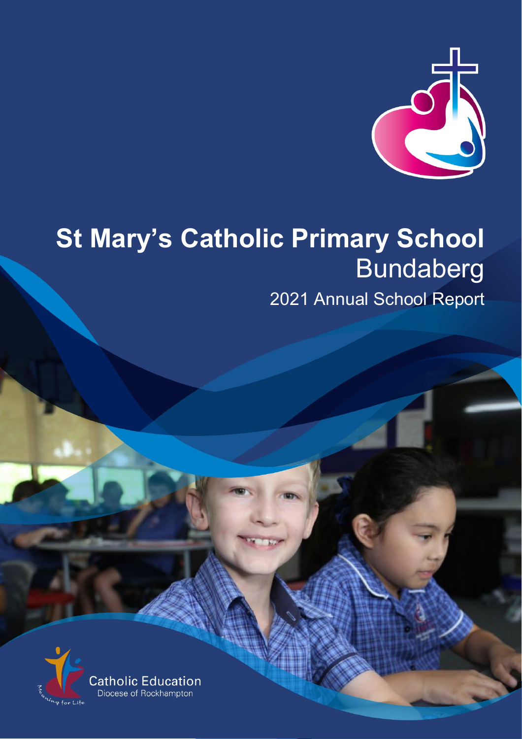# St Mary's Catholic Primary School
## Bundaberg
### 2021 Annual School Report

Catholic Education
Diocese of Rockhampton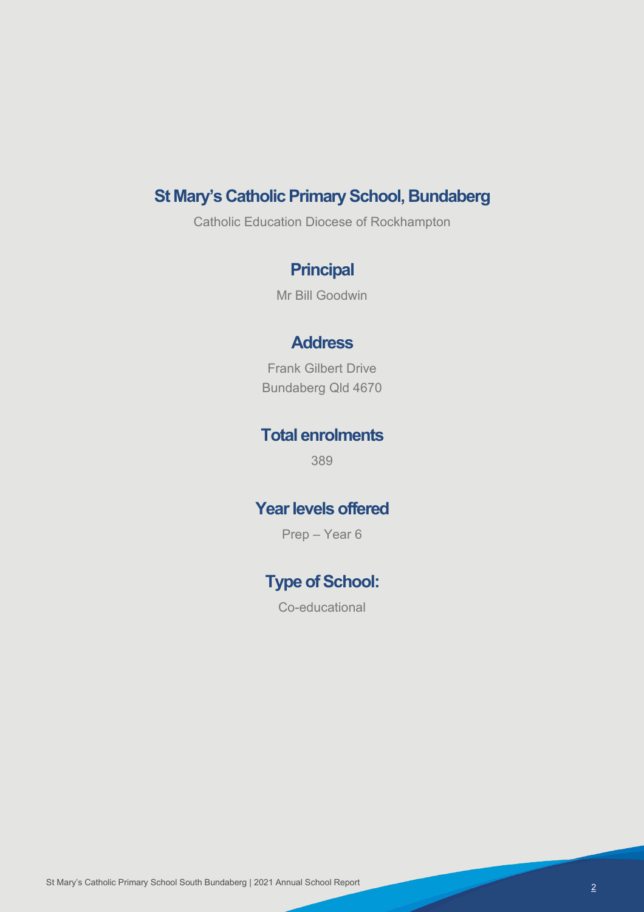# St Mary's Catholic Primary School, Bundaberg

Catholic Education Diocese of Rockhampton

## Principal

Mr Bill Goodwin

## Address

Frank Gilbert Drive
Bundaberg Qld 4670

## Total enrolments

389

## Year levels offered

Prep – Year 6

## Type of School:

Co-educational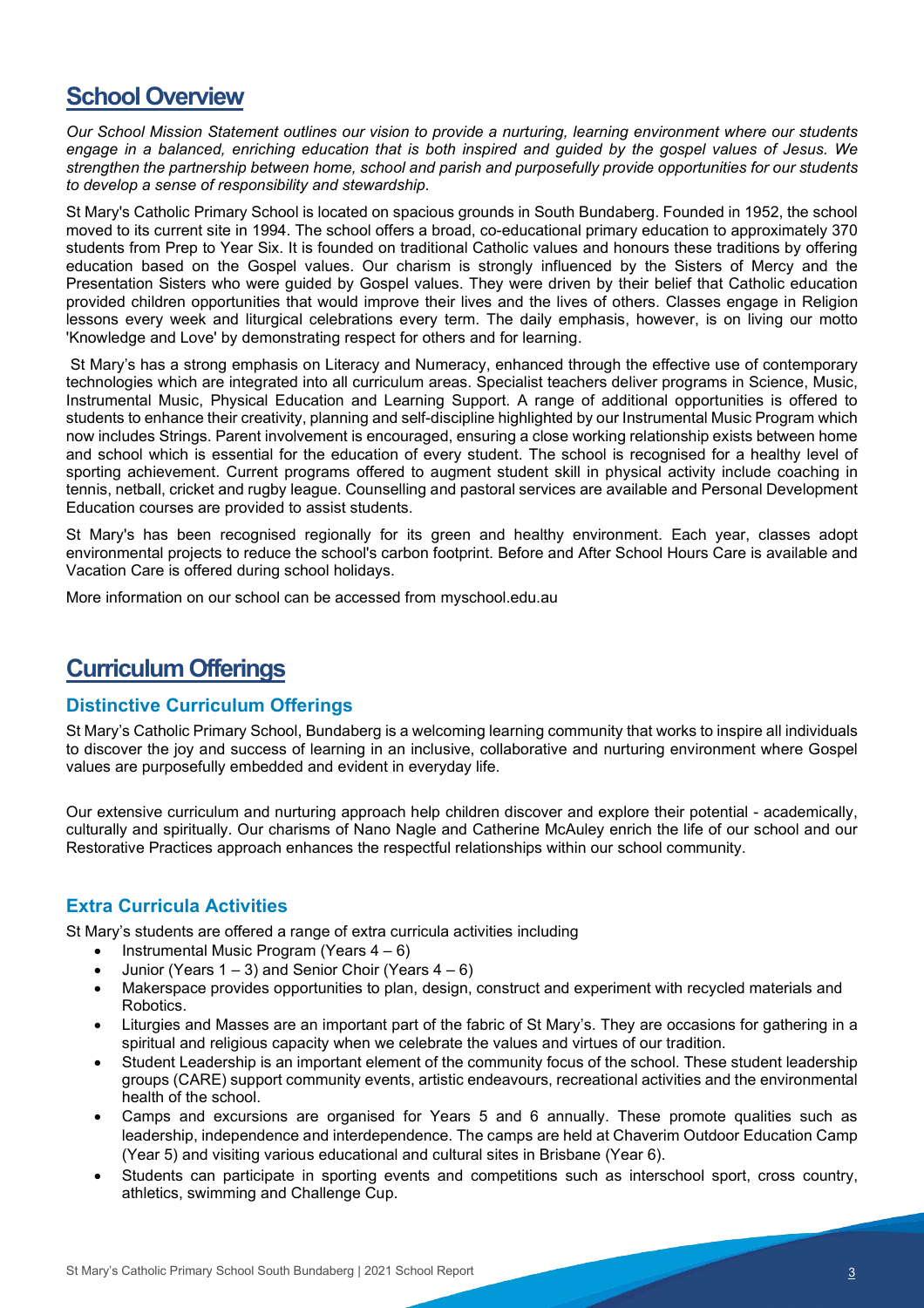## School Overview

*Our School Mission Statement outlines our vision to provide a nurturing, learning environment where our students engage in a balanced, enriching education that is both inspired and guided by the gospel values of Jesus. We strengthen the partnership between home, school and parish and purposefully provide opportunities for our students to develop a sense of responsibility and stewardship.*

St Mary's Catholic Primary School is located on spacious grounds in South Bundaberg. Founded in 1952, the school moved to its current site in 1994. The school offers a broad, co-educational primary education to approximately 370 students from Prep to Year Six. It is founded on traditional Catholic values and honours these traditions by offering education based on the Gospel values. Our charism is strongly influenced by the Sisters of Mercy and the Presentation Sisters who were guided by Gospel values. They were driven by their belief that Catholic education provided children opportunities that would improve their lives and the lives of others. Classes engage in Religion lessons every week and liturgical celebrations every term. The daily emphasis, however, is on living our motto 'Knowledge and Love' by demonstrating respect for others and for learning.

St Mary's has a strong emphasis on Literacy and Numeracy, enhanced through the effective use of contemporary technologies which are integrated into all curriculum areas. Specialist teachers deliver programs in Science, Music, Instrumental Music, Physical Education and Learning Support. A range of additional opportunities is offered to students to enhance their creativity, planning and self-discipline highlighted by our Instrumental Music Program which now includes Strings. Parent involvement is encouraged, ensuring a close working relationship exists between home and school which is essential for the education of every student. The school is recognised for a healthy level of sporting achievement. Current programs offered to augment student skill in physical activity include coaching in tennis, netball, cricket and rugby league. Counselling and pastoral services are available and Personal Development Education courses are provided to assist students.

St Mary's has been recognised regionally for its green and healthy environment. Each year, classes adopt environmental projects to reduce the school's carbon footprint. Before and After School Hours Care is available and Vacation Care is offered during school holidays.

More information on our school can be accessed from myschool.edu.au

## Curriculum Offerings

### Distinctive Curriculum Offerings

St Mary's Catholic Primary School, Bundaberg is a welcoming learning community that works to inspire all individuals to discover the joy and success of learning in an inclusive, collaborative and nurturing environment where Gospel values are purposefully embedded and evident in everyday life.

Our extensive curriculum and nurturing approach help children discover and explore their potential - academically, culturally and spiritually. Our charisms of Nano Nagle and Catherine McAuley enrich the life of our school and our Restorative Practices approach enhances the respectful relationships within our school community.

### Extra Curricula Activities

St Mary's students are offered a range of extra curricula activities including

- Instrumental Music Program (Years 4 – 6)
- Junior (Years 1 – 3) and Senior Choir (Years 4 – 6)
- Makerspace provides opportunities to plan, design, construct and experiment with recycled materials and Robotics.
- Liturgies and Masses are an important part of the fabric of St Mary's. They are occasions for gathering in a spiritual and religious capacity when we celebrate the values and virtues of our tradition.
- Student Leadership is an important element of the community focus of the school. These student leadership groups (CARE) support community events, artistic endeavours, recreational activities and the environmental health of the school.
- Camps and excursions are organised for Years 5 and 6 annually. These promote qualities such as leadership, independence and interdependence. The camps are held at Chaverim Outdoor Education Camp (Year 5) and visiting various educational and cultural sites in Brisbane (Year 6).
- Students can participate in sporting events and competitions such as interschool sport, cross country, athletics, swimming and Challenge Cup.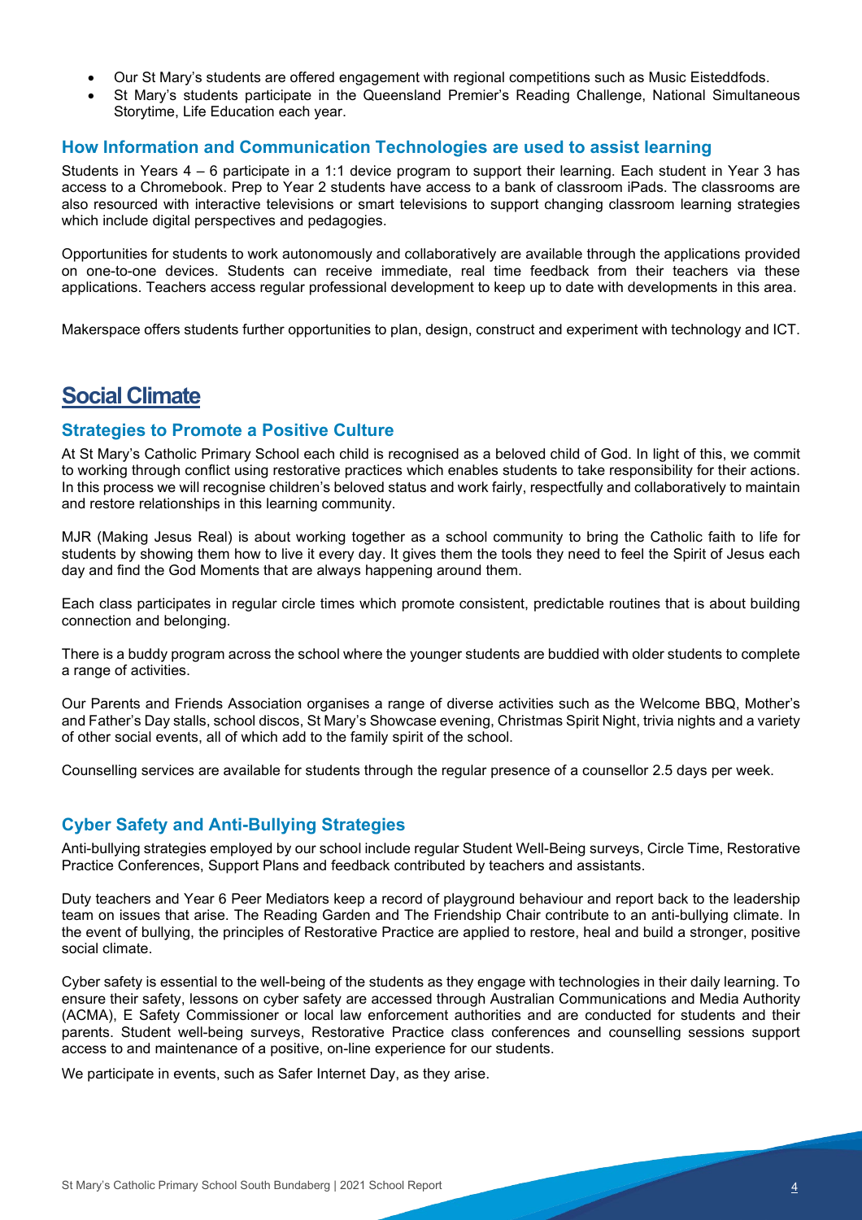- Our St Mary's students are offered engagement with regional competitions such as Music Eisteddfods.
- St Mary's students participate in the Queensland Premier's Reading Challenge, National Simultaneous Storytime, Life Education each year.

### How Information and Communication Technologies are used to assist learning

Students in Years 4 – 6 participate in a 1:1 device program to support their learning. Each student in Year 3 has access to a Chromebook. Prep to Year 2 students have access to a bank of classroom iPads. The classrooms are also resourced with interactive televisions or smart televisions to support changing classroom learning strategies which include digital perspectives and pedagogies.

Opportunities for students to work autonomously and collaboratively are available through the applications provided on one-to-one devices. Students can receive immediate, real time feedback from their teachers via these applications. Teachers access regular professional development to keep up to date with developments in this area.

Makerspace offers students further opportunities to plan, design, construct and experiment with technology and ICT.

## Social Climate

### Strategies to Promote a Positive Culture

At St Mary's Catholic Primary School each child is recognised as a beloved child of God. In light of this, we commit to working through conflict using restorative practices which enables students to take responsibility for their actions. In this process we will recognise children's beloved status and work fairly, respectfully and collaboratively to maintain and restore relationships in this learning community.

MJR (Making Jesus Real) is about working together as a school community to bring the Catholic faith to life for students by showing them how to live it every day. It gives them the tools they need to feel the Spirit of Jesus each day and find the God Moments that are always happening around them.

Each class participates in regular circle times which promote consistent, predictable routines that is about building connection and belonging.

There is a buddy program across the school where the younger students are buddied with older students to complete a range of activities.

Our Parents and Friends Association organises a range of diverse activities such as the Welcome BBQ, Mother's and Father's Day stalls, school discos, St Mary's Showcase evening, Christmas Spirit Night, trivia nights and a variety of other social events, all of which add to the family spirit of the school.

Counselling services are available for students through the regular presence of a counsellor 2.5 days per week.

### Cyber Safety and Anti-Bullying Strategies

Anti-bullying strategies employed by our school include regular Student Well-Being surveys, Circle Time, Restorative Practice Conferences, Support Plans and feedback contributed by teachers and assistants.

Duty teachers and Year 6 Peer Mediators keep a record of playground behaviour and report back to the leadership team on issues that arise. The Reading Garden and The Friendship Chair contribute to an anti-bullying climate. In the event of bullying, the principles of Restorative Practice are applied to restore, heal and build a stronger, positive social climate.

Cyber safety is essential to the well-being of the students as they engage with technologies in their daily learning. To ensure their safety, lessons on cyber safety are accessed through Australian Communications and Media Authority (ACMA), E Safety Commissioner or local law enforcement authorities and are conducted for students and their parents. Student well-being surveys, Restorative Practice class conferences and counselling sessions support access to and maintenance of a positive, on-line experience for our students.

We participate in events, such as Safer Internet Day, as they arise.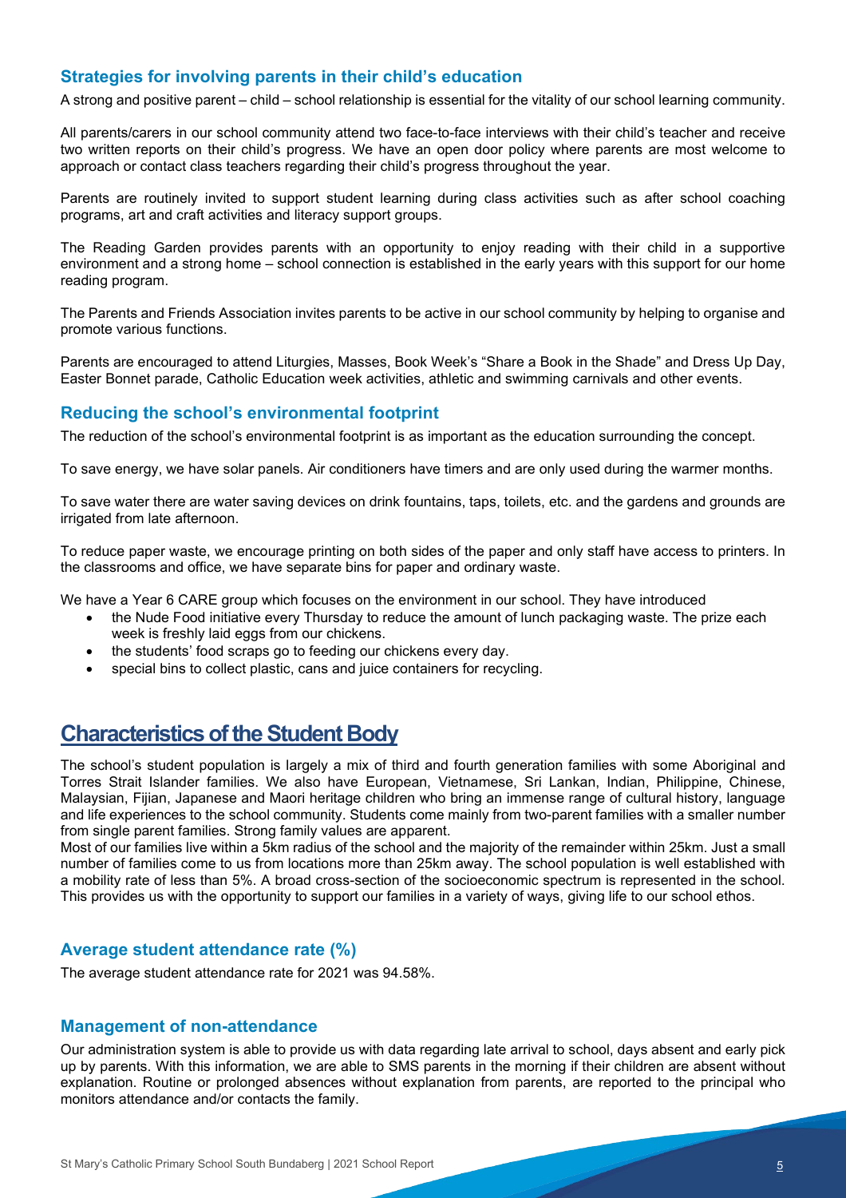### Strategies for involving parents in their child's education

A strong and positive parent – child – school relationship is essential for the vitality of our school learning community.

All parents/carers in our school community attend two face-to-face interviews with their child's teacher and receive two written reports on their child's progress. We have an open door policy where parents are most welcome to approach or contact class teachers regarding their child's progress throughout the year.

Parents are routinely invited to support student learning during class activities such as after school coaching programs, art and craft activities and literacy support groups.

The Reading Garden provides parents with an opportunity to enjoy reading with their child in a supportive environment and a strong home – school connection is established in the early years with this support for our home reading program.

The Parents and Friends Association invites parents to be active in our school community by helping to organise and promote various functions.

Parents are encouraged to attend Liturgies, Masses, Book Week's "Share a Book in the Shade" and Dress Up Day, Easter Bonnet parade, Catholic Education week activities, athletic and swimming carnivals and other events.

### Reducing the school's environmental footprint

The reduction of the school's environmental footprint is as important as the education surrounding the concept.

To save energy, we have solar panels. Air conditioners have timers and are only used during the warmer months.

To save water there are water saving devices on drink fountains, taps, toilets, etc. and the gardens and grounds are irrigated from late afternoon.

To reduce paper waste, we encourage printing on both sides of the paper and only staff have access to printers. In the classrooms and office, we have separate bins for paper and ordinary waste.

We have a Year 6 CARE group which focuses on the environment in our school. They have introduced

- the Nude Food initiative every Thursday to reduce the amount of lunch packaging waste. The prize each week is freshly laid eggs from our chickens.
- the students' food scraps go to feeding our chickens every day.
- special bins to collect plastic, cans and juice containers for recycling.

## Characteristics of the Student Body

The school's student population is largely a mix of third and fourth generation families with some Aboriginal and Torres Strait Islander families. We also have European, Vietnamese, Sri Lankan, Indian, Philippine, Chinese, Malaysian, Fijian, Japanese and Maori heritage children who bring an immense range of cultural history, language and life experiences to the school community. Students come mainly from two-parent families with a smaller number from single parent families. Strong family values are apparent.
Most of our families live within a 5km radius of the school and the majority of the remainder within 25km. Just a small number of families come to us from locations more than 25km away. The school population is well established with a mobility rate of less than 5%. A broad cross-section of the socioeconomic spectrum is represented in the school. This provides us with the opportunity to support our families in a variety of ways, giving life to our school ethos.

### Average student attendance rate (%)

The average student attendance rate for 2021 was 94.58%.

### Management of non-attendance

Our administration system is able to provide us with data regarding late arrival to school, days absent and early pick up by parents. With this information, we are able to SMS parents in the morning if their children are absent without explanation. Routine or prolonged absences without explanation from parents, are reported to the principal who monitors attendance and/or contacts the family.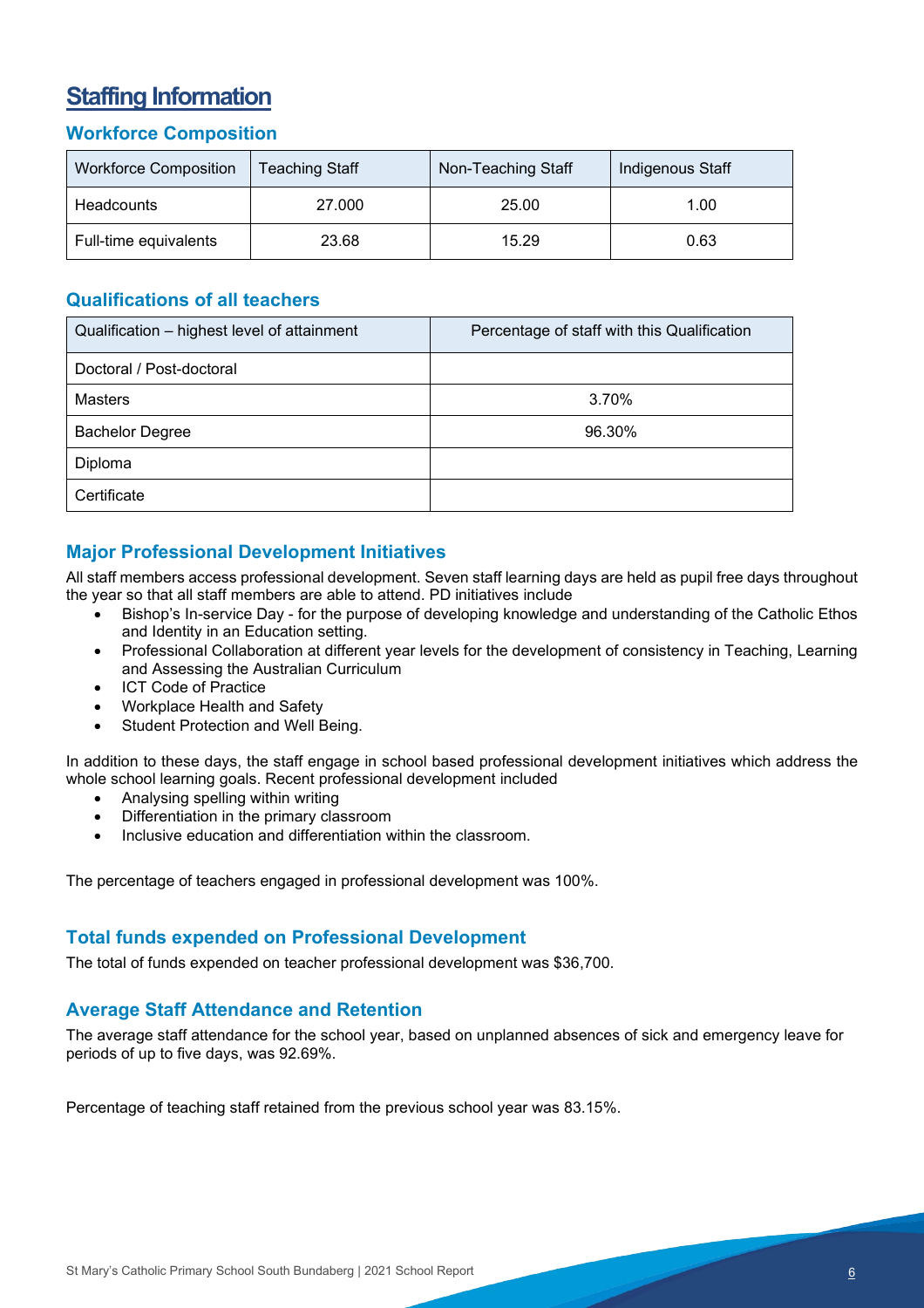# Staffing Information

## Workforce Composition

| Workforce Composition | Teaching Staff | Non-Teaching Staff | Indigenous Staff |
|---|---|---|---|
| Headcounts | 27.000 | 25.00 | 1.00 |
| Full-time equivalents | 23.68 | 15.29 | 0.63 |

## Qualifications of all teachers

| Qualification – highest level of attainment | Percentage of staff with this Qualification |
|---|---|
| Doctoral / Post-doctoral | |
| Masters | 3.70% |
| Bachelor Degree | 96.30% |
| Diploma | |
| Certificate | |

## Major Professional Development Initiatives

All staff members access professional development. Seven staff learning days are held as pupil free days throughout the year so that all staff members are able to attend. PD initiatives include

- Bishop's In-service Day - for the purpose of developing knowledge and understanding of the Catholic Ethos and Identity in an Education setting.
- Professional Collaboration at different year levels for the development of consistency in Teaching, Learning and Assessing the Australian Curriculum
- ICT Code of Practice
- Workplace Health and Safety
- Student Protection and Well Being.

In addition to these days, the staff engage in school based professional development initiatives which address the whole school learning goals. Recent professional development included

- Analysing spelling within writing
- Differentiation in the primary classroom
- Inclusive education and differentiation within the classroom.

The percentage of teachers engaged in professional development was 100%.

## Total funds expended on Professional Development

The total of funds expended on teacher professional development was $36,700.

## Average Staff Attendance and Retention

The average staff attendance for the school year, based on unplanned absences of sick and emergency leave for periods of up to five days, was 92.69%.

Percentage of teaching staff retained from the previous school year was 83.15%.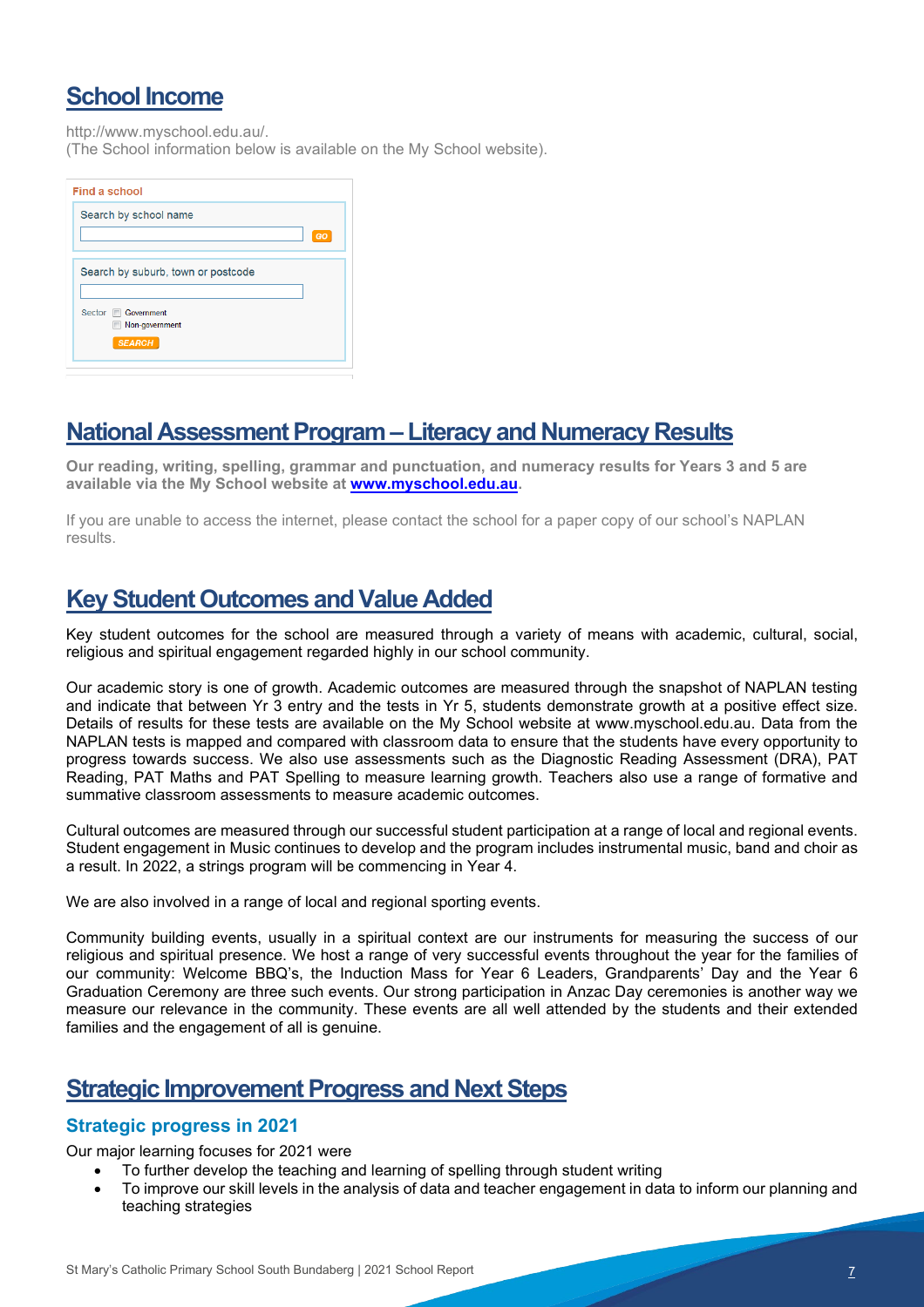## School Income

http://www.myschool.edu.au/.
(The School information below is available on the My School website).

Find a school

Search by school name

GO

Search by suburb, town or postcode

Sector Government
Non-government

SEARCH

## National Assessment Program – Literacy and Numeracy Results

**Our reading, writing, spelling, grammar and punctuation, and numeracy results for Years 3 and 5 are available via the My School website at [www.myschool.edu.au](http://www.myschool.edu.au).**

If you are unable to access the internet, please contact the school for a paper copy of our school's NAPLAN results.

## Key Student Outcomes and Value Added

Key student outcomes for the school are measured through a variety of means with academic, cultural, social, religious and spiritual engagement regarded highly in our school community.

Our academic story is one of growth. Academic outcomes are measured through the snapshot of NAPLAN testing and indicate that between Yr 3 entry and the tests in Yr 5, students demonstrate growth at a positive effect size. Details of results for these tests are available on the My School website at www.myschool.edu.au. Data from the NAPLAN tests is mapped and compared with classroom data to ensure that the students have every opportunity to progress towards success. We also use assessments such as the Diagnostic Reading Assessment (DRA), PAT Reading, PAT Maths and PAT Spelling to measure learning growth. Teachers also use a range of formative and summative classroom assessments to measure academic outcomes.

Cultural outcomes are measured through our successful student participation at a range of local and regional events. Student engagement in Music continues to develop and the program includes instrumental music, band and choir as a result. In 2022, a strings program will be commencing in Year 4.

We are also involved in a range of local and regional sporting events.

Community building events, usually in a spiritual context are our instruments for measuring the success of our religious and spiritual presence. We host a range of very successful events throughout the year for the families of our community: Welcome BBQ's, the Induction Mass for Year 6 Leaders, Grandparents' Day and the Year 6 Graduation Ceremony are three such events. Our strong participation in Anzac Day ceremonies is another way we measure our relevance in the community. These events are all well attended by the students and their extended families and the engagement of all is genuine.

## Strategic Improvement Progress and Next Steps

### Strategic progress in 2021

Our major learning focuses for 2021 were

- To further develop the teaching and learning of spelling through student writing
- To improve our skill levels in the analysis of data and teacher engagement in data to inform our planning and teaching strategies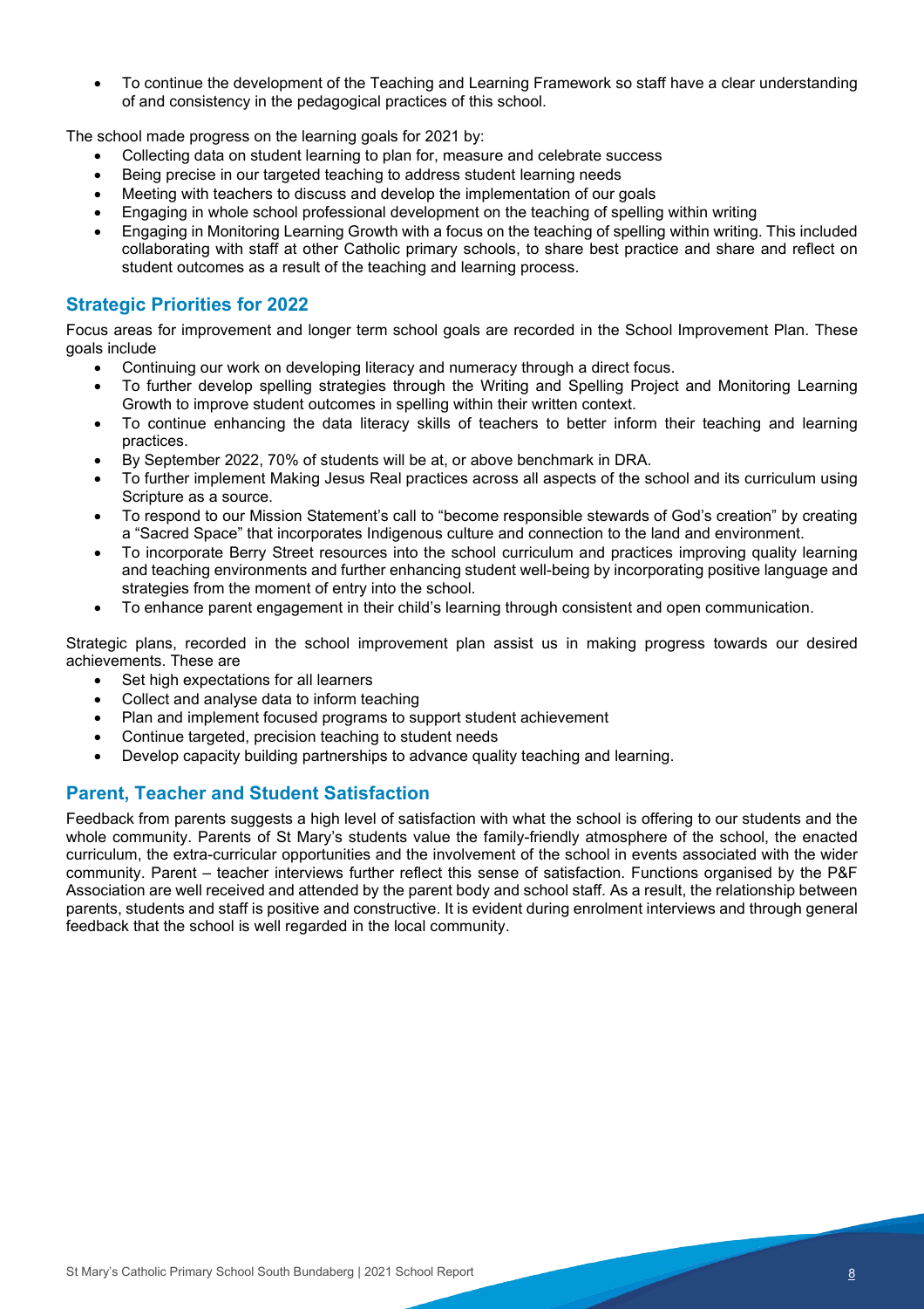- To continue the development of the Teaching and Learning Framework so staff have a clear understanding of and consistency in the pedagogical practices of this school.

The school made progress on the learning goals for 2021 by:

- Collecting data on student learning to plan for, measure and celebrate success
- Being precise in our targeted teaching to address student learning needs
- Meeting with teachers to discuss and develop the implementation of our goals
- Engaging in whole school professional development on the teaching of spelling within writing
- Engaging in Monitoring Learning Growth with a focus on the teaching of spelling within writing. This included collaborating with staff at other Catholic primary schools, to share best practice and share and reflect on student outcomes as a result of the teaching and learning process.

## Strategic Priorities for 2022

Focus areas for improvement and longer term school goals are recorded in the School Improvement Plan. These goals include

- Continuing our work on developing literacy and numeracy through a direct focus.
- To further develop spelling strategies through the Writing and Spelling Project and Monitoring Learning Growth to improve student outcomes in spelling within their written context.
- To continue enhancing the data literacy skills of teachers to better inform their teaching and learning practices.
- By September 2022, 70% of students will be at, or above benchmark in DRA.
- To further implement Making Jesus Real practices across all aspects of the school and its curriculum using Scripture as a source.
- To respond to our Mission Statement's call to "become responsible stewards of God's creation" by creating a "Sacred Space" that incorporates Indigenous culture and connection to the land and environment.
- To incorporate Berry Street resources into the school curriculum and practices improving quality learning and teaching environments and further enhancing student well-being by incorporating positive language and strategies from the moment of entry into the school.
- To enhance parent engagement in their child's learning through consistent and open communication.

Strategic plans, recorded in the school improvement plan assist us in making progress towards our desired achievements. These are

- Set high expectations for all learners
- Collect and analyse data to inform teaching
- Plan and implement focused programs to support student achievement
- Continue targeted, precision teaching to student needs
- Develop capacity building partnerships to advance quality teaching and learning.

## Parent, Teacher and Student Satisfaction

Feedback from parents suggests a high level of satisfaction with what the school is offering to our students and the whole community. Parents of St Mary's students value the family-friendly atmosphere of the school, the enacted curriculum, the extra-curricular opportunities and the involvement of the school in events associated with the wider community. Parent – teacher interviews further reflect this sense of satisfaction. Functions organised by the P&F Association are well received and attended by the parent body and school staff. As a result, the relationship between parents, students and staff is positive and constructive. It is evident during enrolment interviews and through general feedback that the school is well regarded in the local community.